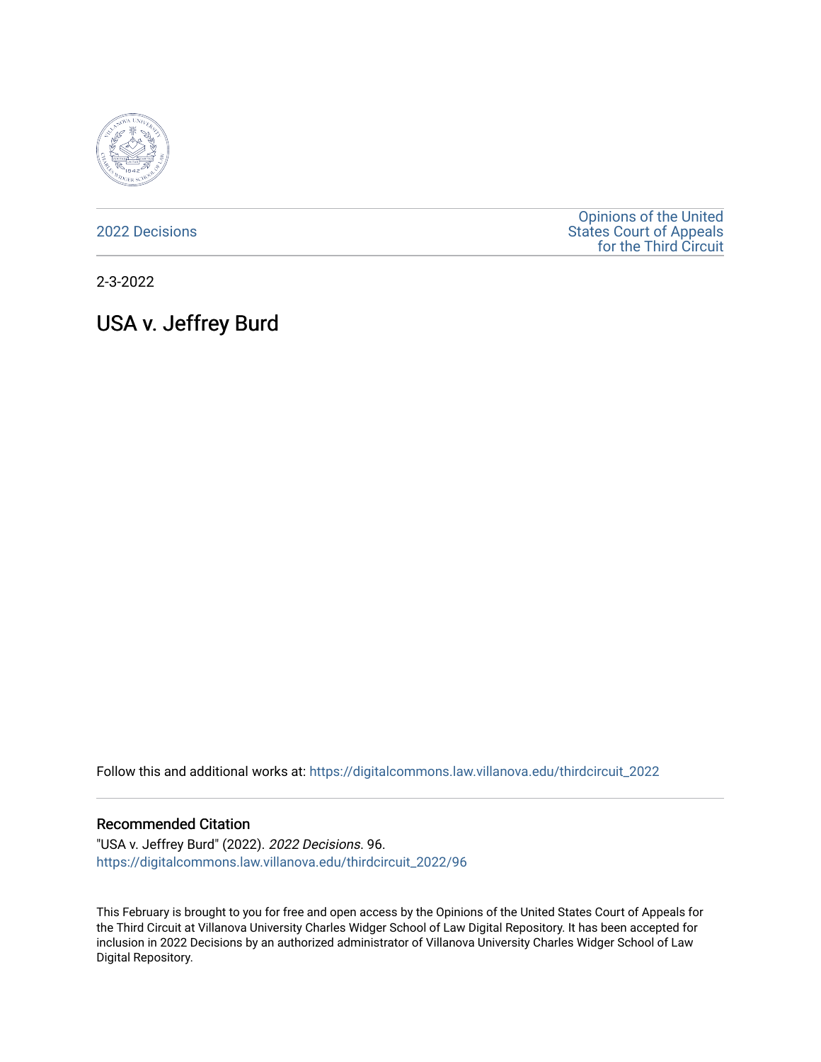2022 Decisions

Opinions of the United States Court of Appeals for the Third Circuit

2-3-2022

# USA v. Jeffrey Burd

Follow this and additional works at: https://digitalcommons.law.villanova.edu/thirdcircuit_2022

## Recommended Citation

"USA v. Jeffrey Burd" (2022). *2022 Decisions*. 96.
https://digitalcommons.law.villanova.edu/thirdcircuit_2022/96

This February is brought to you for free and open access by the Opinions of the United States Court of Appeals for the Third Circuit at Villanova University Charles Widger School of Law Digital Repository. It has been accepted for inclusion in 2022 Decisions by an authorized administrator of Villanova University Charles Widger School of Law Digital Repository.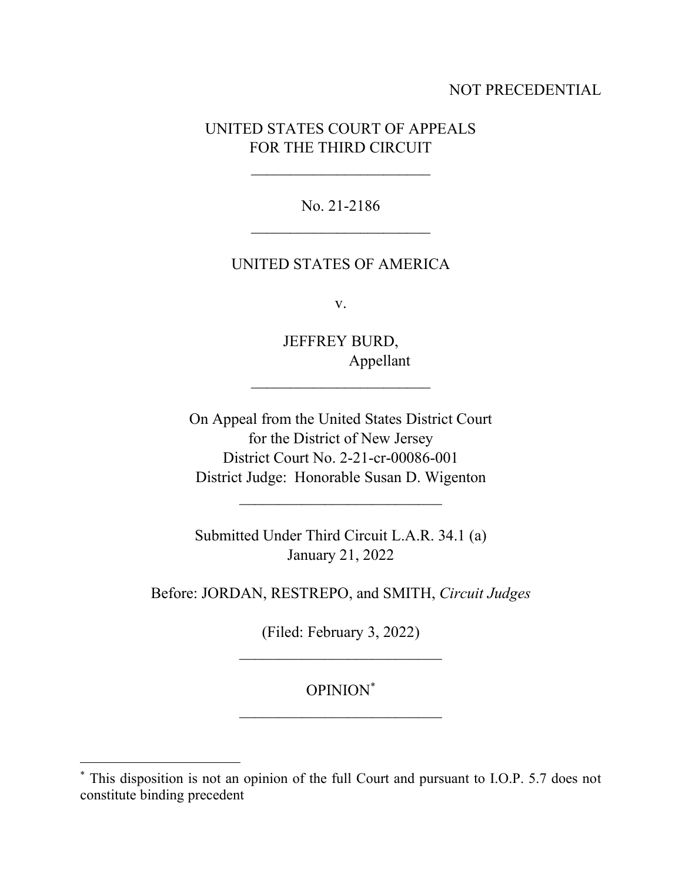NOT PRECEDENTIAL

UNITED STATES COURT OF APPEALS
FOR THE THIRD CIRCUIT

---

No. 21-2186

---

UNITED STATES OF AMERICA

v.

JEFFREY BURD,
Appellant

---

On Appeal from the United States District Court
for the District of New Jersey
District Court No. 2-21-cr-00086-001
District Judge: Honorable Susan D. Wigenton

---

Submitted Under Third Circuit L.A.R. 34.1 (a)
January 21, 2022

Before: JORDAN, RESTREPO, and SMITH, *Circuit Judges*

(Filed: February 3, 2022)

---

OPINION[*]

---

[*] This disposition is not an opinion of the full Court and pursuant to I.O.P. 5.7 does not constitute binding precedent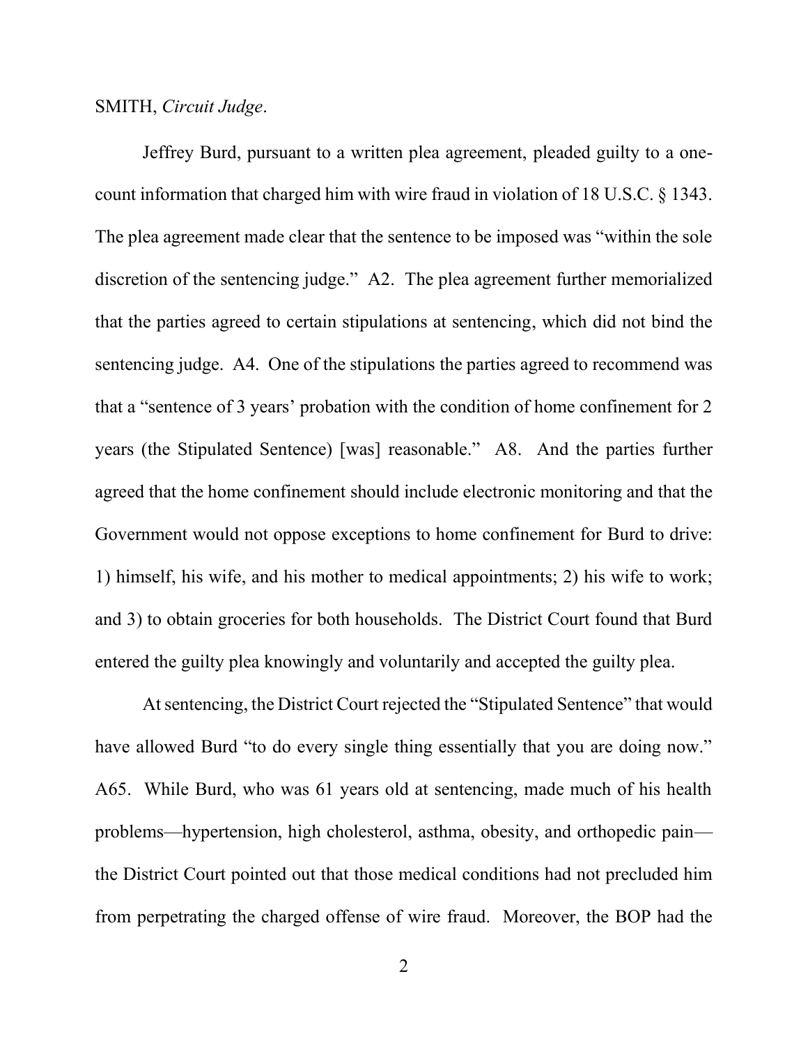SMITH, *Circuit Judge*.

Jeffrey Burd, pursuant to a written plea agreement, pleaded guilty to a one-count information that charged him with wire fraud in violation of 18 U.S.C. § 1343. The plea agreement made clear that the sentence to be imposed was "within the sole discretion of the sentencing judge." A2. The plea agreement further memorialized that the parties agreed to certain stipulations at sentencing, which did not bind the sentencing judge. A4. One of the stipulations the parties agreed to recommend was that a "sentence of 3 years' probation with the condition of home confinement for 2 years (the Stipulated Sentence) [was] reasonable." A8. And the parties further agreed that the home confinement should include electronic monitoring and that the Government would not oppose exceptions to home confinement for Burd to drive: 1) himself, his wife, and his mother to medical appointments; 2) his wife to work; and 3) to obtain groceries for both households. The District Court found that Burd entered the guilty plea knowingly and voluntarily and accepted the guilty plea.

At sentencing, the District Court rejected the "Stipulated Sentence" that would have allowed Burd "to do every single thing essentially that you are doing now." A65. While Burd, who was 61 years old at sentencing, made much of his health problems—hypertension, high cholesterol, asthma, obesity, and orthopedic pain—the District Court pointed out that those medical conditions had not precluded him from perpetrating the charged offense of wire fraud. Moreover, the BOP had the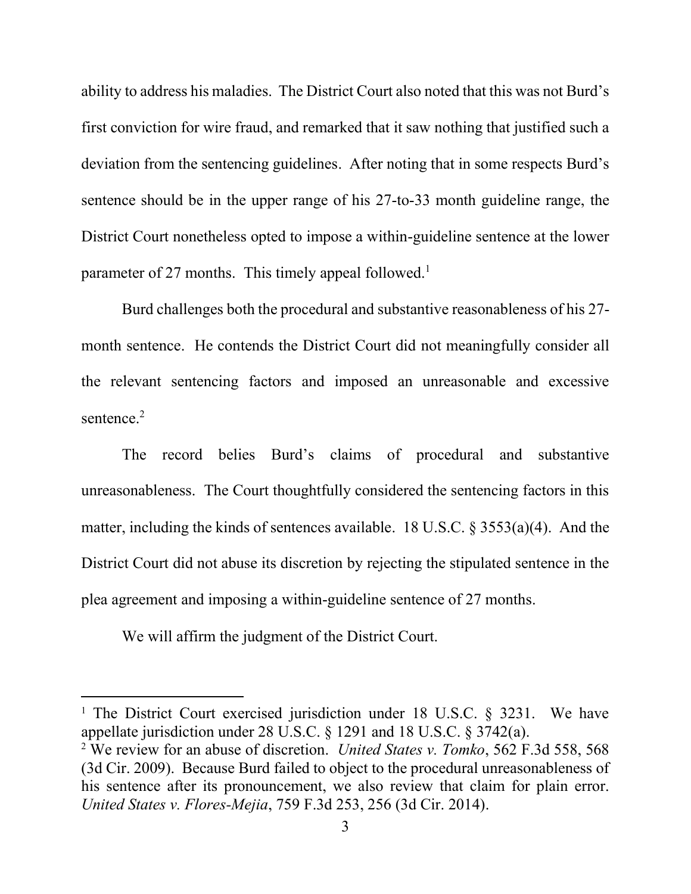ability to address his maladies. The District Court also noted that this was not Burd's first conviction for wire fraud, and remarked that it saw nothing that justified such a deviation from the sentencing guidelines. After noting that in some respects Burd's sentence should be in the upper range of his 27-to-33 month guideline range, the District Court nonetheless opted to impose a within-guideline sentence at the lower parameter of 27 months. This timely appeal followed.[1]

Burd challenges both the procedural and substantive reasonableness of his 27-month sentence. He contends the District Court did not meaningfully consider all the relevant sentencing factors and imposed an unreasonable and excessive sentence.[2]

The record belies Burd's claims of procedural and substantive unreasonableness. The Court thoughtfully considered the sentencing factors in this matter, including the kinds of sentences available. 18 U.S.C. § 3553(a)(4). And the District Court did not abuse its discretion by rejecting the stipulated sentence in the plea agreement and imposing a within-guideline sentence of 27 months.

We will affirm the judgment of the District Court.

---

[1] The District Court exercised jurisdiction under 18 U.S.C. § 3231. We have appellate jurisdiction under 28 U.S.C. § 1291 and 18 U.S.C. § 3742(a).

[2] We review for an abuse of discretion. *United States v. Tomko*, 562 F.3d 558, 568 (3d Cir. 2009). Because Burd failed to object to the procedural unreasonableness of his sentence after its pronouncement, we also review that claim for plain error. *United States v. Flores-Mejia*, 759 F.3d 253, 256 (3d Cir. 2014).